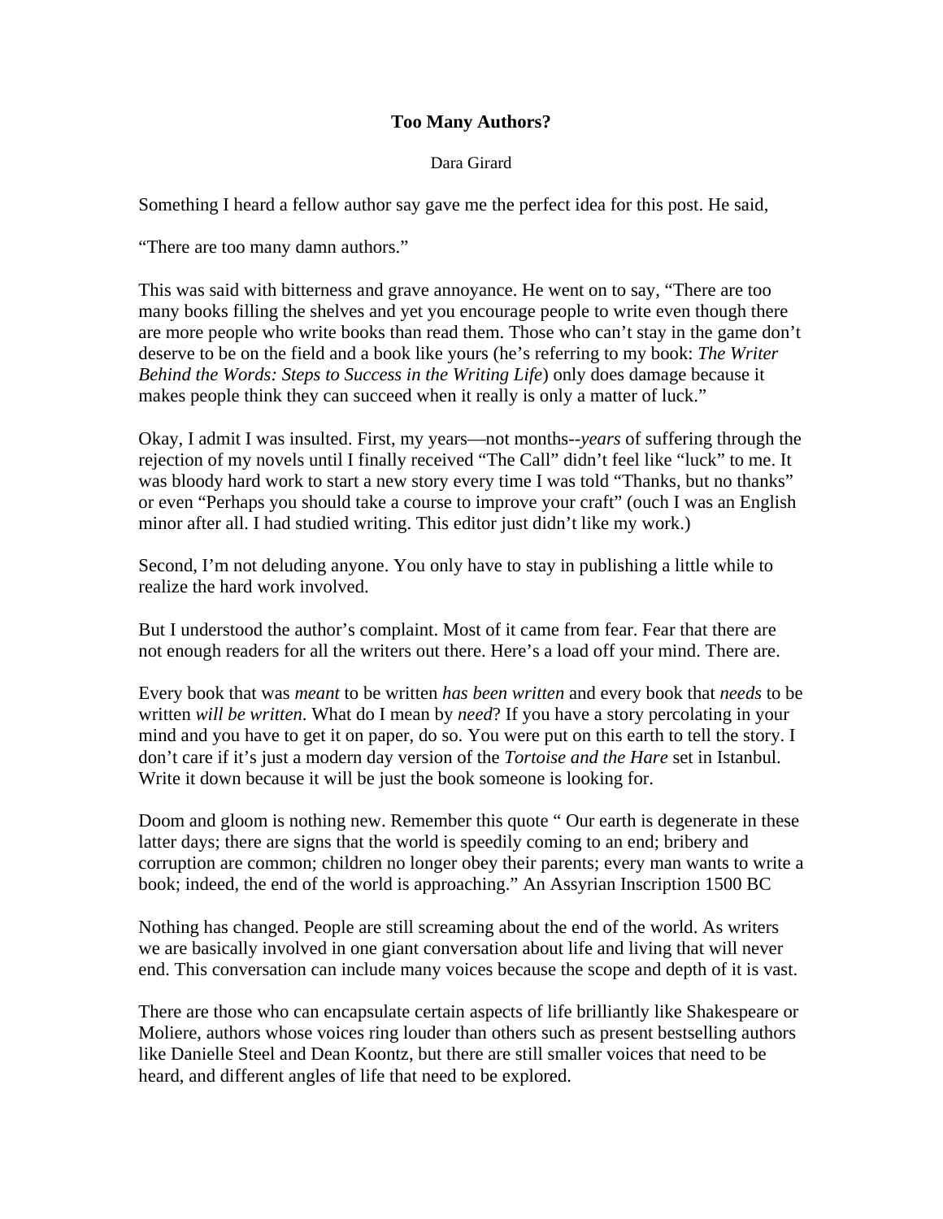# Too Many Authors?

Dara Girard

Something I heard a fellow author say gave me the perfect idea for this post. He said,

"There are too many damn authors."

This was said with bitterness and grave annoyance. He went on to say, "There are too many books filling the shelves and yet you encourage people to write even though there are more people who write books than read them. Those who can't stay in the game don't deserve to be on the field and a book like yours (he's referring to my book: *The Writer Behind the Words: Steps to Success in the Writing Life*) only does damage because it makes people think they can succeed when it really is only a matter of luck."

Okay, I admit I was insulted. First, my years—not months--*years* of suffering through the rejection of my novels until I finally received "The Call" didn't feel like "luck" to me. It was bloody hard work to start a new story every time I was told "Thanks, but no thanks" or even "Perhaps you should take a course to improve your craft" (ouch I was an English minor after all. I had studied writing. This editor just didn't like my work.)

Second, I'm not deluding anyone. You only have to stay in publishing a little while to realize the hard work involved.

But I understood the author's complaint. Most of it came from fear. Fear that there are not enough readers for all the writers out there. Here's a load off your mind. There are.

Every book that was *meant* to be written *has been written* and every book that *needs* to be written *will be written*. What do I mean by *need*? If you have a story percolating in your mind and you have to get it on paper, do so. You were put on this earth to tell the story. I don't care if it's just a modern day version of the *Tortoise and the Hare* set in Istanbul. Write it down because it will be just the book someone is looking for.

Doom and gloom is nothing new. Remember this quote " Our earth is degenerate in these latter days; there are signs that the world is speedily coming to an end; bribery and corruption are common; children no longer obey their parents; every man wants to write a book; indeed, the end of the world is approaching." An Assyrian Inscription 1500 BC

Nothing has changed. People are still screaming about the end of the world. As writers we are basically involved in one giant conversation about life and living that will never end. This conversation can include many voices because the scope and depth of it is vast.

There are those who can encapsulate certain aspects of life brilliantly like Shakespeare or Moliere, authors whose voices ring louder than others such as present bestselling authors like Danielle Steel and Dean Koontz, but there are still smaller voices that need to be heard, and different angles of life that need to be explored.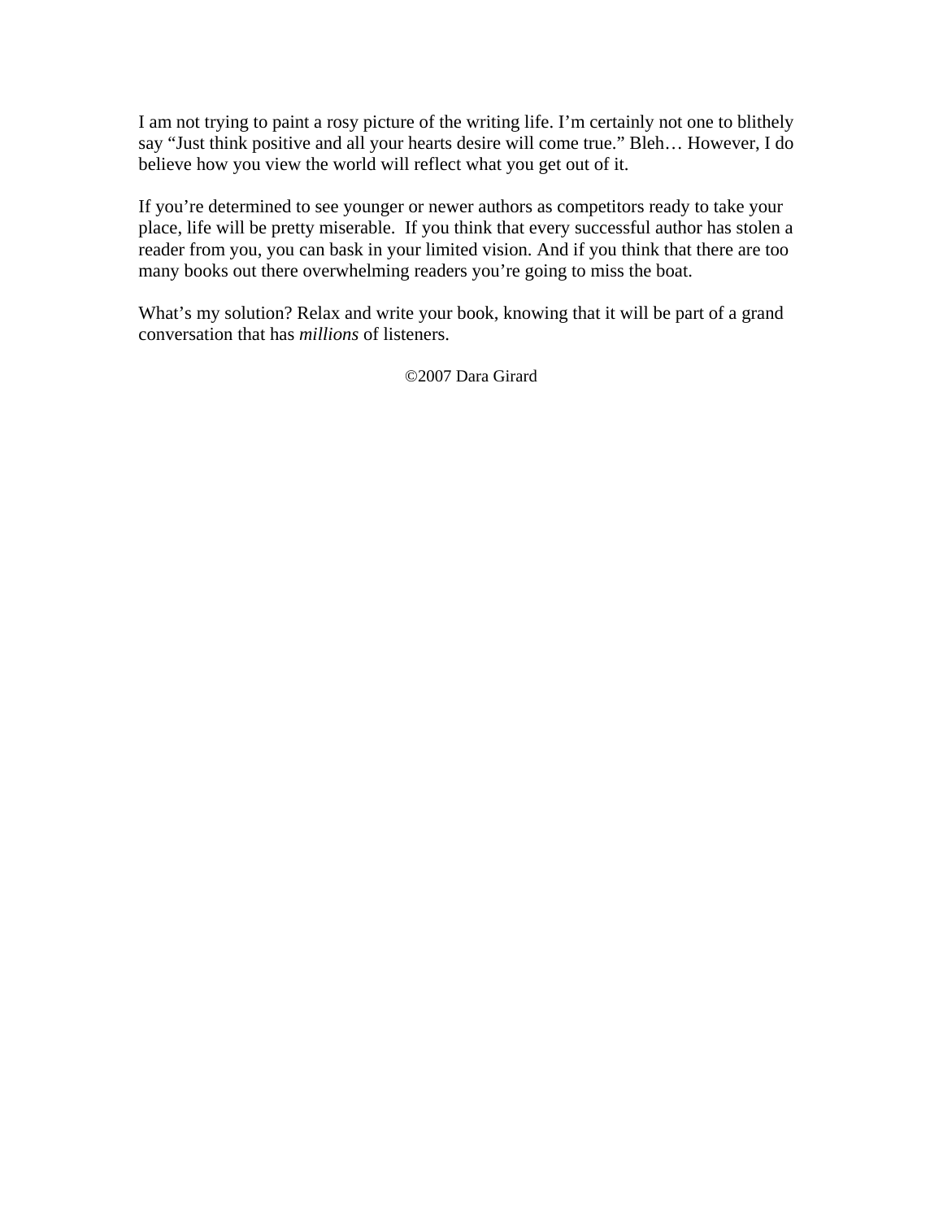I am not trying to paint a rosy picture of the writing life. I'm certainly not one to blithely say "Just think positive and all your hearts desire will come true." Bleh… However, I do believe how you view the world will reflect what you get out of it.

If you're determined to see younger or newer authors as competitors ready to take your place, life will be pretty miserable.  If you think that every successful author has stolen a reader from you, you can bask in your limited vision. And if you think that there are too many books out there overwhelming readers you're going to miss the boat.

What's my solution? Relax and write your book, knowing that it will be part of a grand conversation that has *millions* of listeners.

©2007 Dara Girard